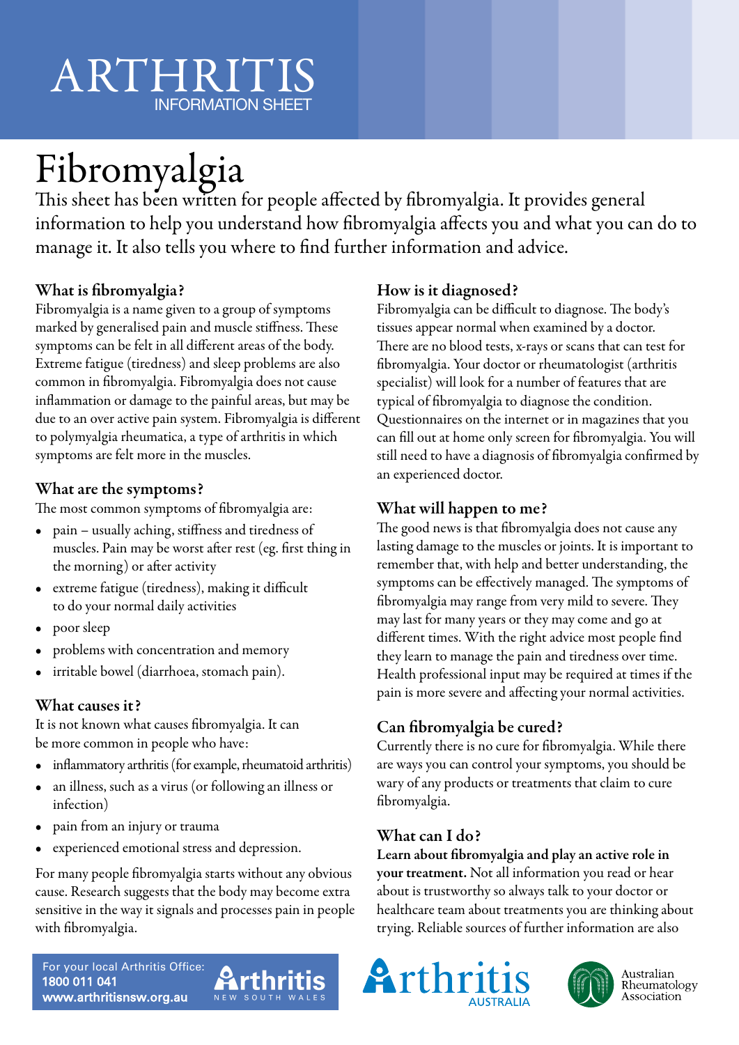# ARTHRITIS
INFORMATION SHEET

# Fibromyalgia

This sheet has been written for people affected by fibromyalgia. It provides general information to help you understand how fibromyalgia affects you and what you can do to manage it. It also tells you where to find further information and advice.

## What is fibromyalgia?

Fibromyalgia is a name given to a group of symptoms marked by generalised pain and muscle stiffness. These symptoms can be felt in all different areas of the body. Extreme fatigue (tiredness) and sleep problems are also common in fibromyalgia. Fibromyalgia does not cause inflammation or damage to the painful areas, but may be due to an over active pain system. Fibromyalgia is different to polymyalgia rheumatica, a type of arthritis in which symptoms are felt more in the muscles.

## What are the symptoms?

The most common symptoms of fibromyalgia are:

- pain – usually aching, stiffness and tiredness of muscles. Pain may be worst after rest (eg. first thing in the morning) or after activity
- extreme fatigue (tiredness), making it difficult to do your normal daily activities
- poor sleep
- problems with concentration and memory
- irritable bowel (diarrhoea, stomach pain).

## What causes it?

It is not known what causes fibromyalgia. It can be more common in people who have:

- inflammatory arthritis (for example, rheumatoid arthritis)
- an illness, such as a virus (or following an illness or infection)
- pain from an injury or trauma
- experienced emotional stress and depression.

For many people fibromyalgia starts without any obvious cause. Research suggests that the body may become extra sensitive in the way it signals and processes pain in people with fibromyalgia.

## How is it diagnosed?

Fibromyalgia can be difficult to diagnose. The body's tissues appear normal when examined by a doctor. There are no blood tests, x-rays or scans that can test for fibromyalgia. Your doctor or rheumatologist (arthritis specialist) will look for a number of features that are typical of fibromyalgia to diagnose the condition. Questionnaires on the internet or in magazines that you can fill out at home only screen for fibromyalgia. You will still need to have a diagnosis of fibromyalgia confirmed by an experienced doctor.

## What will happen to me?

The good news is that fibromyalgia does not cause any lasting damage to the muscles or joints. It is important to remember that, with help and better understanding, the symptoms can be effectively managed. The symptoms of fibromyalgia may range from very mild to severe. They may last for many years or they may come and go at different times. With the right advice most people find they learn to manage the pain and tiredness over time. Health professional input may be required at times if the pain is more severe and affecting your normal activities.

## Can fibromyalgia be cured?

Currently there is no cure for fibromyalgia. While there are ways you can control your symptoms, you should be wary of any products or treatments that claim to cure fibromyalgia.

## What can I do?

**Learn about fibromyalgia and play an active role in your treatment.** Not all information you read or hear about is trustworthy so always talk to your doctor or healthcare team about treatments you are thinking about trying. Reliable sources of further information are also

For your local Arthritis Office:
**1800 011 041**
**www.arthritisnsw.org.au**

Arthritis New South Wales | Arthritis Australia | Australian Rheumatology Association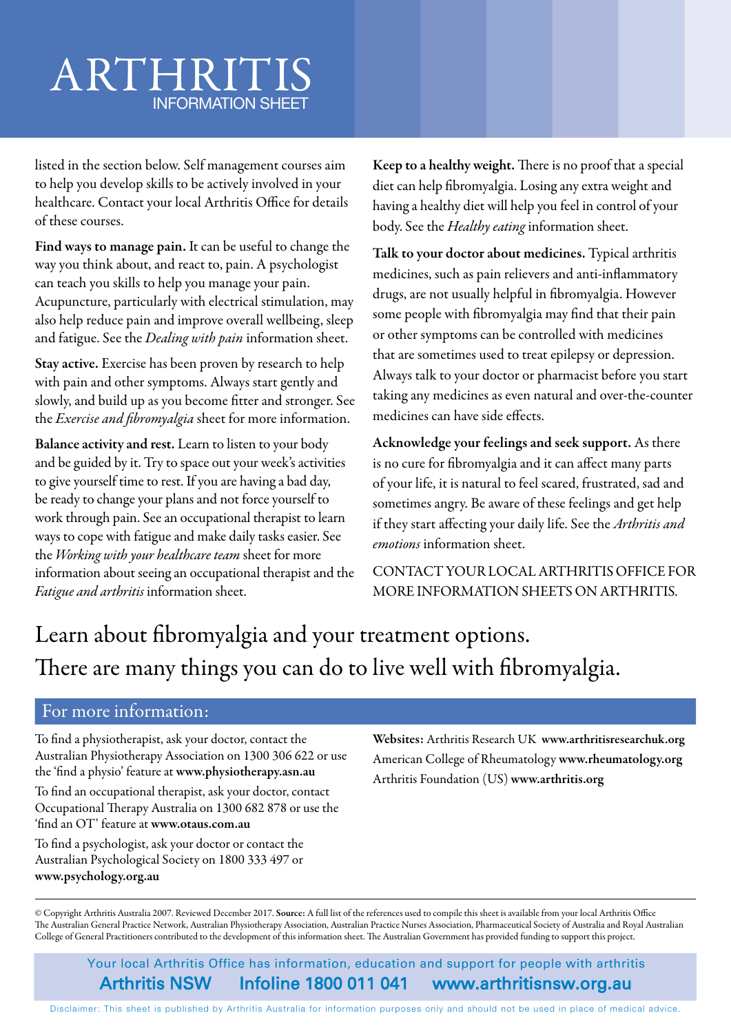listed in the section below. Self management courses aim to help you develop skills to be actively involved in your healthcare. Contact your local Arthritis Office for details of these courses.

**Find ways to manage pain.** It can be useful to change the way you think about, and react to, pain. A psychologist can teach you skills to help you manage your pain. Acupuncture, particularly with electrical stimulation, may also help reduce pain and improve overall wellbeing, sleep and fatigue. See the *Dealing with pain* information sheet.

**Stay active.** Exercise has been proven by research to help with pain and other symptoms. Always start gently and slowly, and build up as you become fitter and stronger. See the *Exercise and fibromyalgia* sheet for more information.

**Balance activity and rest.** Learn to listen to your body and be guided by it. Try to space out your week's activities to give yourself time to rest. If you are having a bad day, be ready to change your plans and not force yourself to work through pain. See an occupational therapist to learn ways to cope with fatigue and make daily tasks easier. See the *Working with your healthcare team* sheet for more information about seeing an occupational therapist and the *Fatigue and arthritis* information sheet.

**Keep to a healthy weight.** There is no proof that a special diet can help fibromyalgia. Losing any extra weight and having a healthy diet will help you feel in control of your body. See the *Healthy eating* information sheet.

**Talk to your doctor about medicines.** Typical arthritis medicines, such as pain relievers and anti-inflammatory drugs, are not usually helpful in fibromyalgia. However some people with fibromyalgia may find that their pain or other symptoms can be controlled with medicines that are sometimes used to treat epilepsy or depression. Always talk to your doctor or pharmacist before you start taking any medicines as even natural and over-the-counter medicines can have side effects.

**Acknowledge your feelings and seek support.** As there is no cure for fibromyalgia and it can affect many parts of your life, it is natural to feel scared, frustrated, sad and sometimes angry. Be aware of these feelings and get help if they start affecting your daily life. See the *Arthritis and emotions* information sheet.

CONTACT YOUR LOCAL ARTHRITIS OFFICE FOR MORE INFORMATION SHEETS ON ARTHRITIS.

## Learn about fibromyalgia and your treatment options. There are many things you can do to live well with fibromyalgia.

## For more information:

To find a physiotherapist, ask your doctor, contact the Australian Physiotherapy Association on 1300 306 622 or use the 'find a physio' feature at **www.physiotherapy.asn.au**

To find an occupational therapist, ask your doctor, contact Occupational Therapy Australia on 1300 682 878 or use the 'find an OT' feature at **www.otaus.com.au**

To find a psychologist, ask your doctor or contact the Australian Psychological Society on 1800 333 497 or **www.psychology.org.au**

**Websites:** Arthritis Research UK **www.arthritisresearchuk.org**
American College of Rheumatology **www.rheumatology.org**
Arthritis Foundation (US) **www.arthritis.org**

© Copyright Arthritis Australia 2007. Reviewed December 2017. **Source:** A full list of the references used to compile this sheet is available from your local Arthritis Office
The Australian General Practice Network, Australian Physiotherapy Association, Australian Practice Nurses Association, Pharmaceutical Society of Australia and Royal Australian College of General Practitioners contributed to the development of this information sheet. The Australian Government has provided funding to support this project.

Your local Arthritis Office has information, education and support for people with arthritis

**Arthritis NSW Infoline 1800 011 041 www.arthritisnsw.org.au**

Disclaimer: This sheet is published by Arthritis Australia for information purposes only and should not be used in place of medical advice.